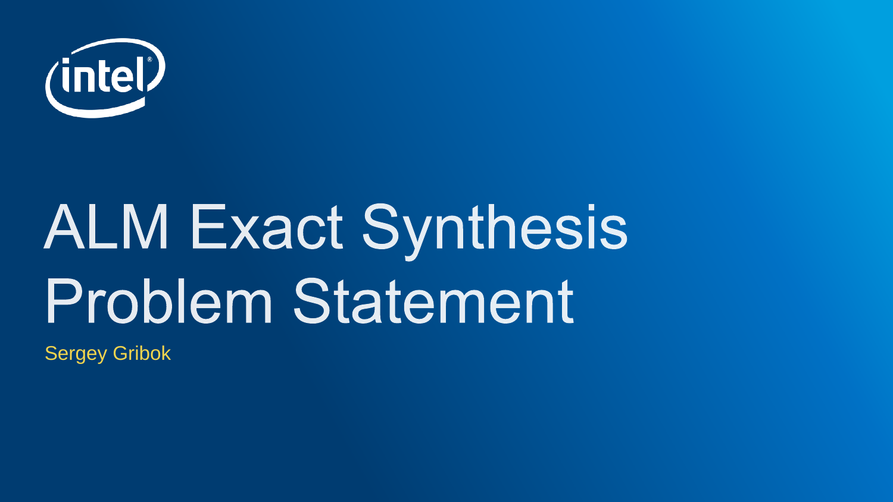# ALM Exact Synthesis Problem Statement

Sergey Gribok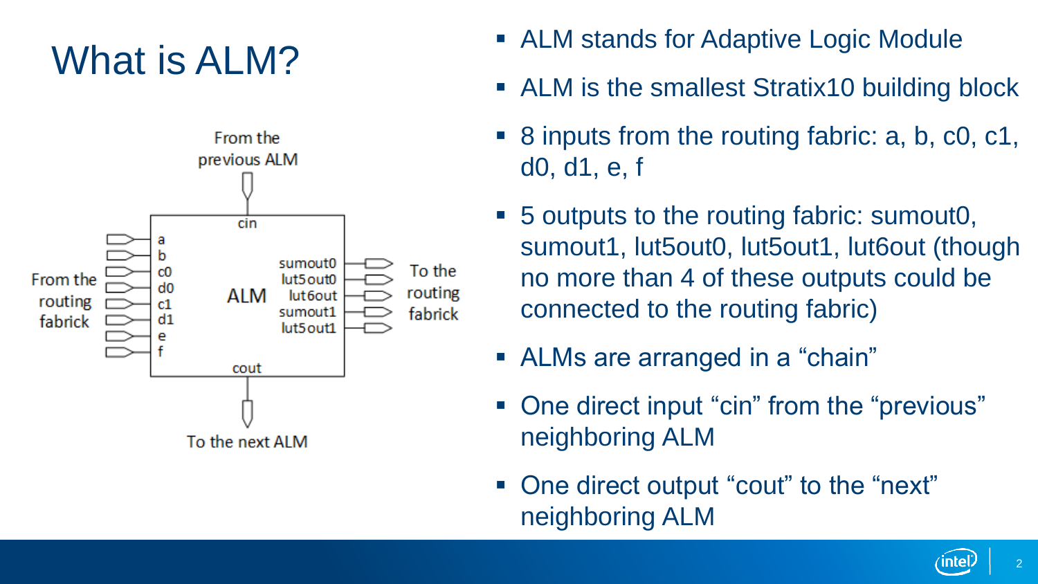# What is ALM?

- ALM stands for Adaptive Logic Module
- ALM is the smallest Stratix10 building block
- 8 inputs from the routing fabric: a, b, c0, c1, d0, d1, e, f
- 5 outputs to the routing fabric: sumout0, sumout1, lut5out0, lut5out1, lut6out (though no more than 4 of these outputs could be connected to the routing fabric)
- ALMs are arranged in a “chain”
- One direct input “cin” from the “previous” neighboring ALM
- One direct output “cout” to the “next” neighboring ALM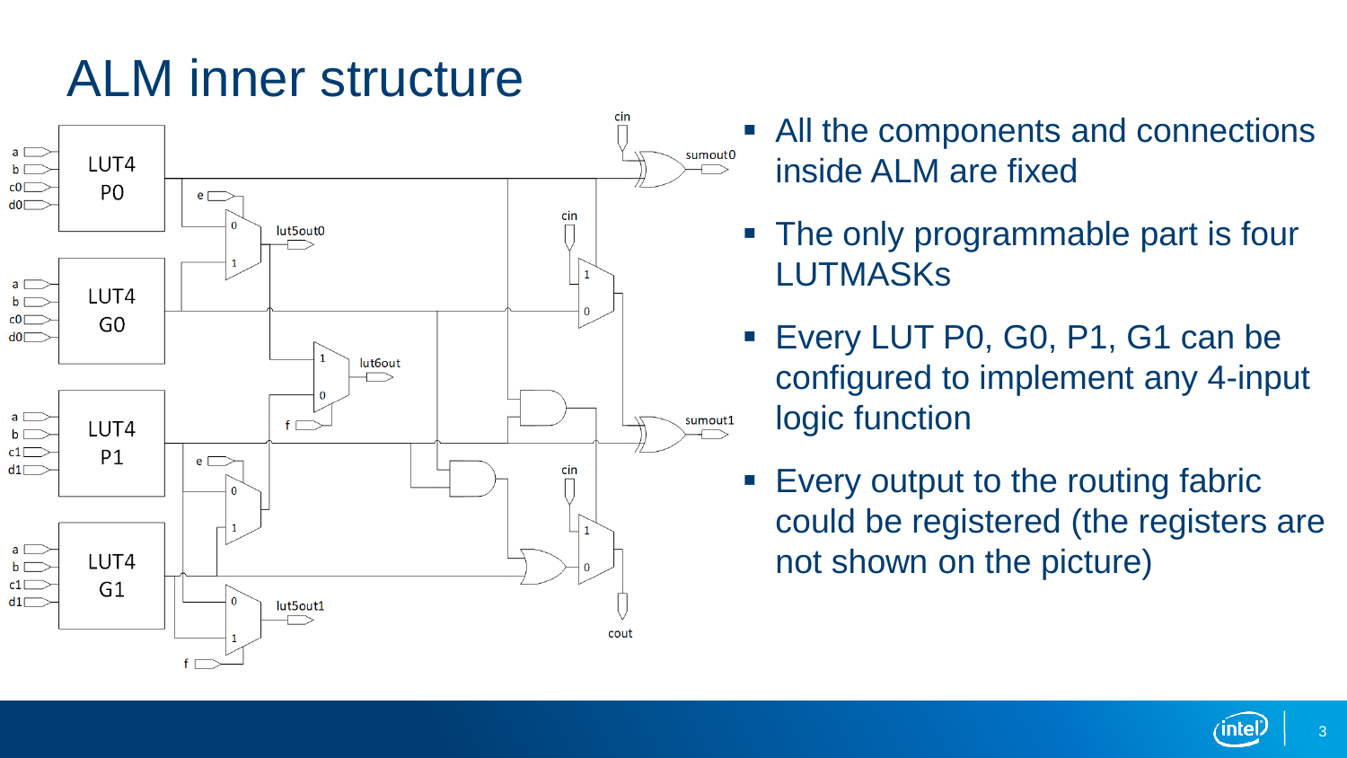# ALM inner structure

- All the components and connections inside ALM are fixed
- The only programmable part is four LUTMASKs
- Every LUT P0, G0, P1, G1 can be configured to implement any 4-input logic function
- Every output to the routing fabric could be registered (the registers are not shown on the picture)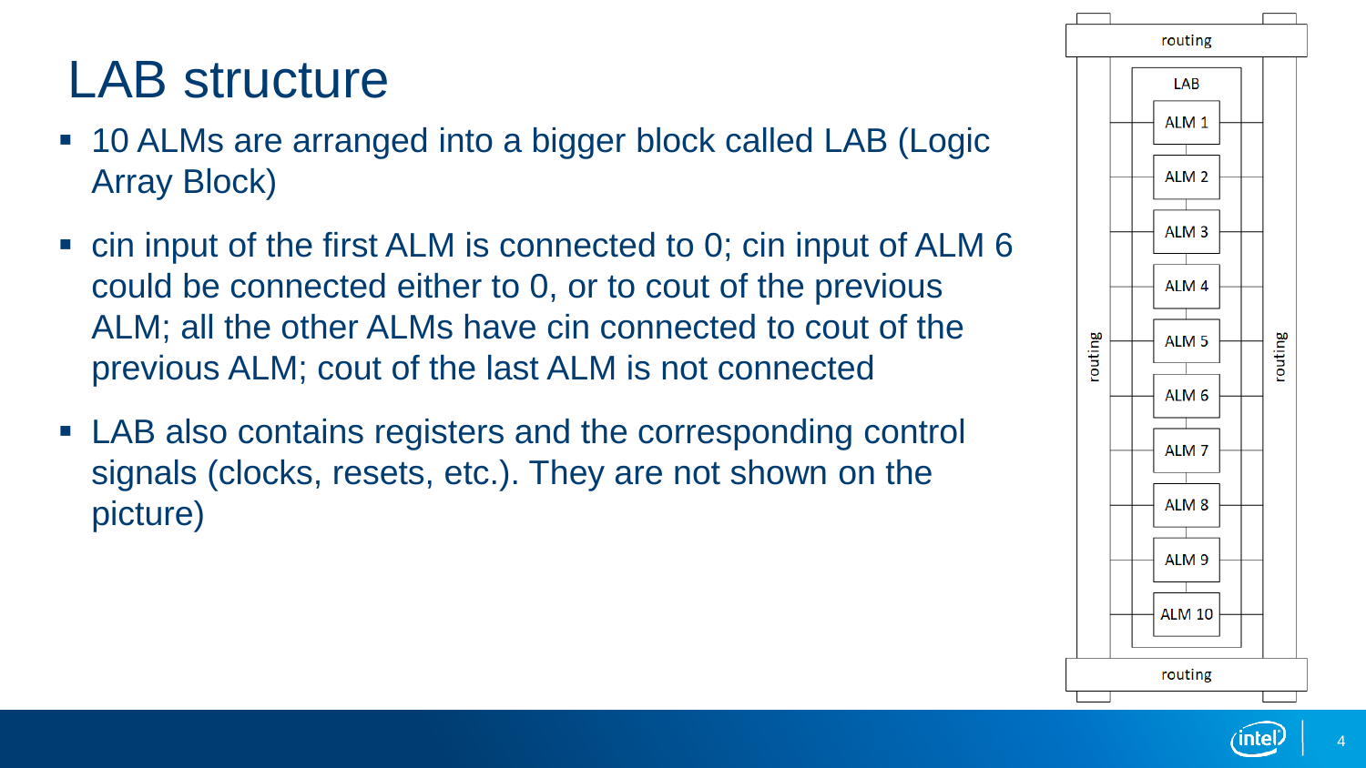# LAB structure

- 10 ALMs are arranged into a bigger block called LAB (Logic Array Block)
- cin input of the first ALM is connected to 0; cin input of ALM 6 could be connected either to 0, or to cout of the previous ALM; all the other ALMs have cin connected to cout of the previous ALM; cout of the last ALM is not connected
- LAB also contains registers and the corresponding control signals (clocks, resets, etc.). They are not shown on the picture)

routing

LAB

ALM 1

ALM 2

ALM 3

ALM 4

ALM 5

ALM 6

ALM 7

ALM 8

ALM 9

ALM 10

routing

routing

routing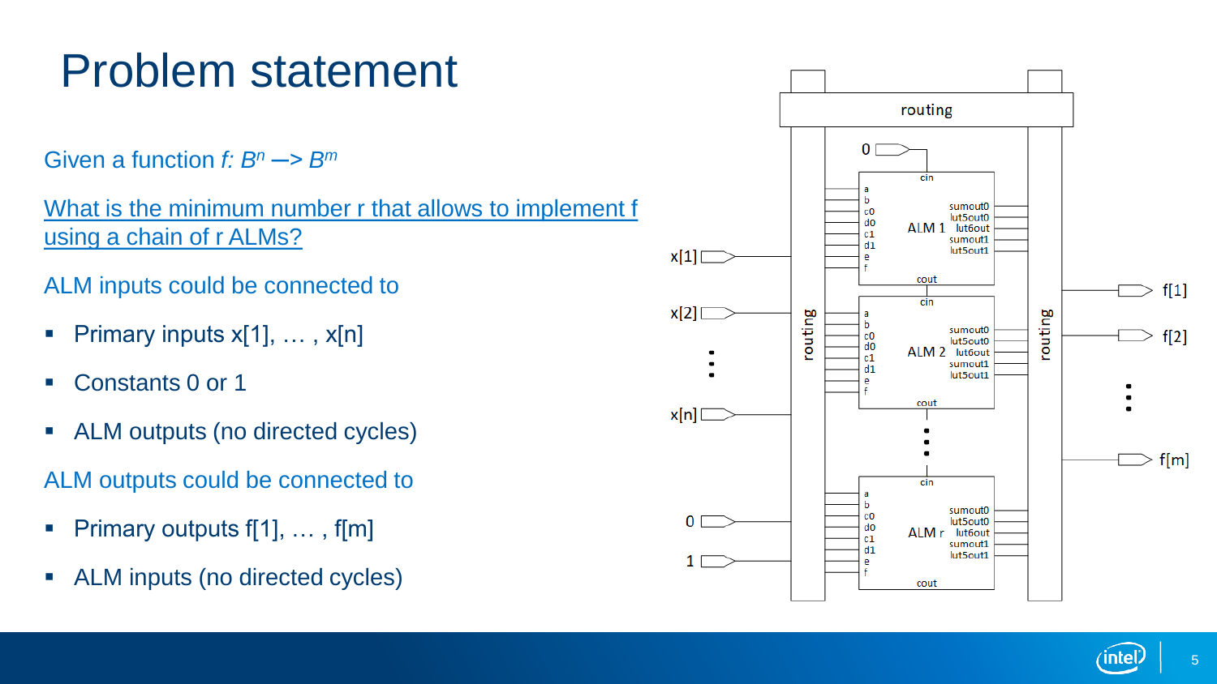# Problem statement

Given a function $f: B^n \rightarrow B^m$

What is the minimum number r that allows to implement f using a chain of r ALMs?

ALM inputs could be connected to

- Primary inputs x[1], … , x[n]
- Constants 0 or 1
- ALM outputs (no directed cycles)

ALM outputs could be connected to

- Primary outputs f[1], … , f[m]
- ALM inputs (no directed cycles)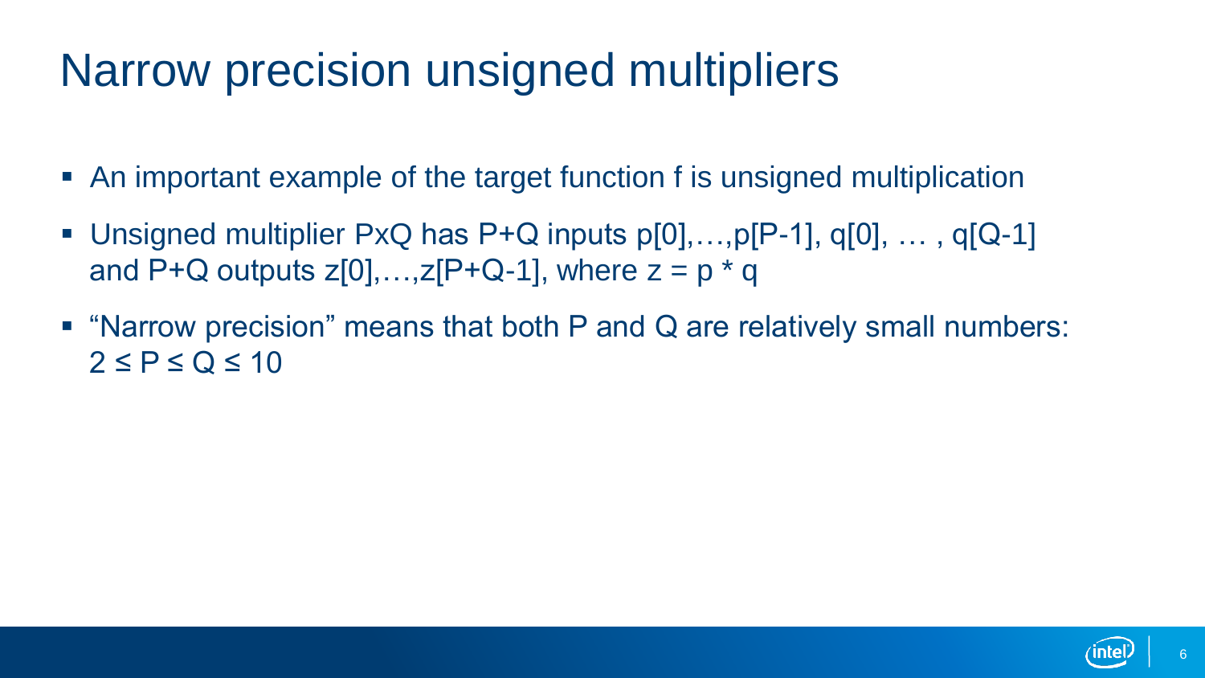# Narrow precision unsigned multipliers

- An important example of the target function f is unsigned multiplication
- Unsigned multiplier PxQ has P+Q inputs p[0],…,p[P-1], q[0], … , q[Q-1] and P+Q outputs z[0],…,z[P+Q-1], where z = p * q
- "Narrow precision" means that both P and Q are relatively small numbers: $2 \leq P \leq Q \leq 10$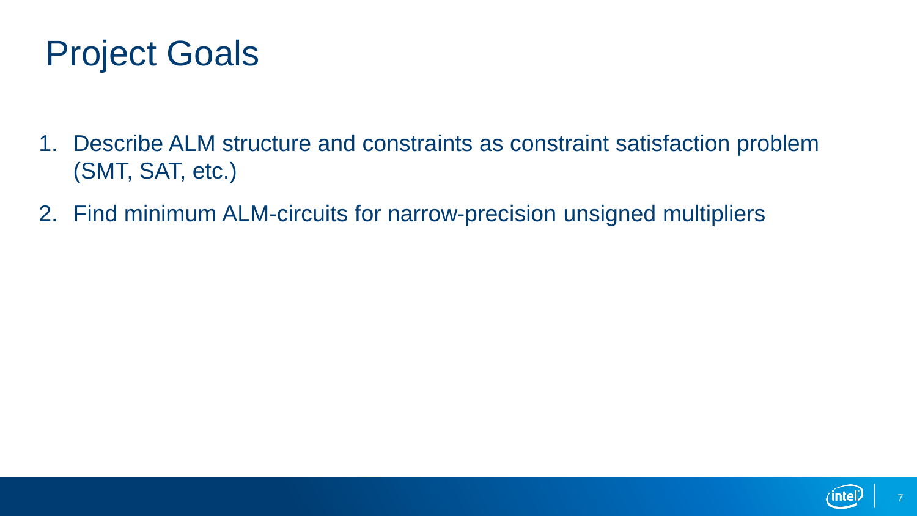# Project Goals

1. Describe ALM structure and constraints as constraint satisfaction problem (SMT, SAT, etc.)
2. Find minimum ALM-circuits for narrow-precision unsigned multipliers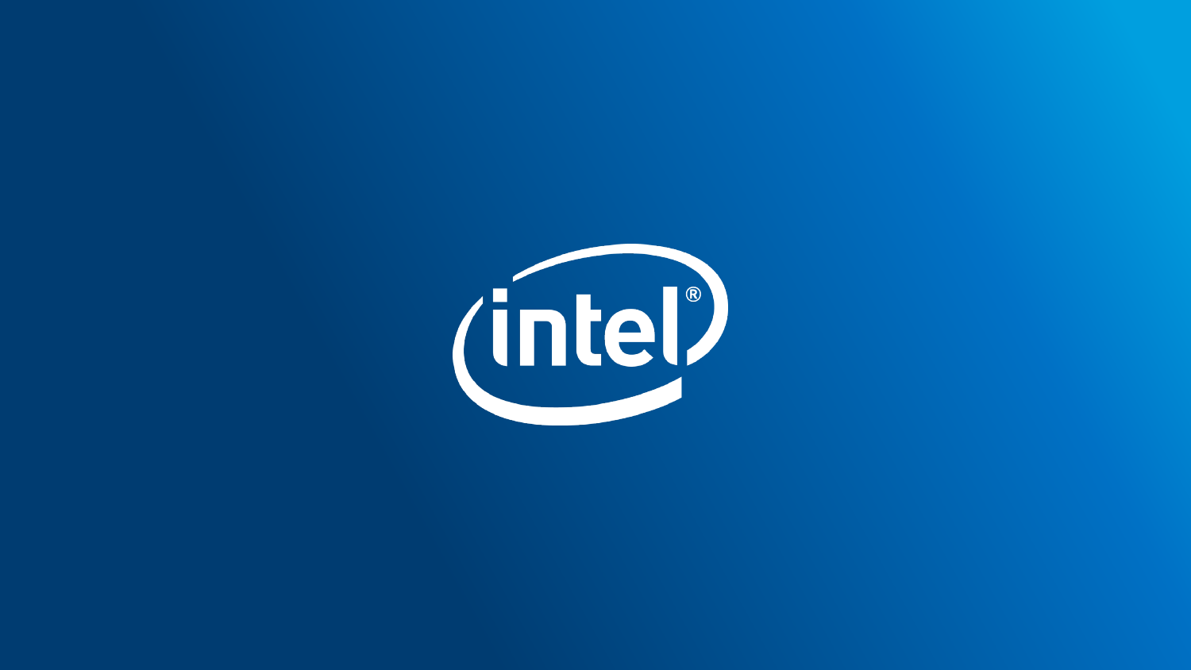intel®